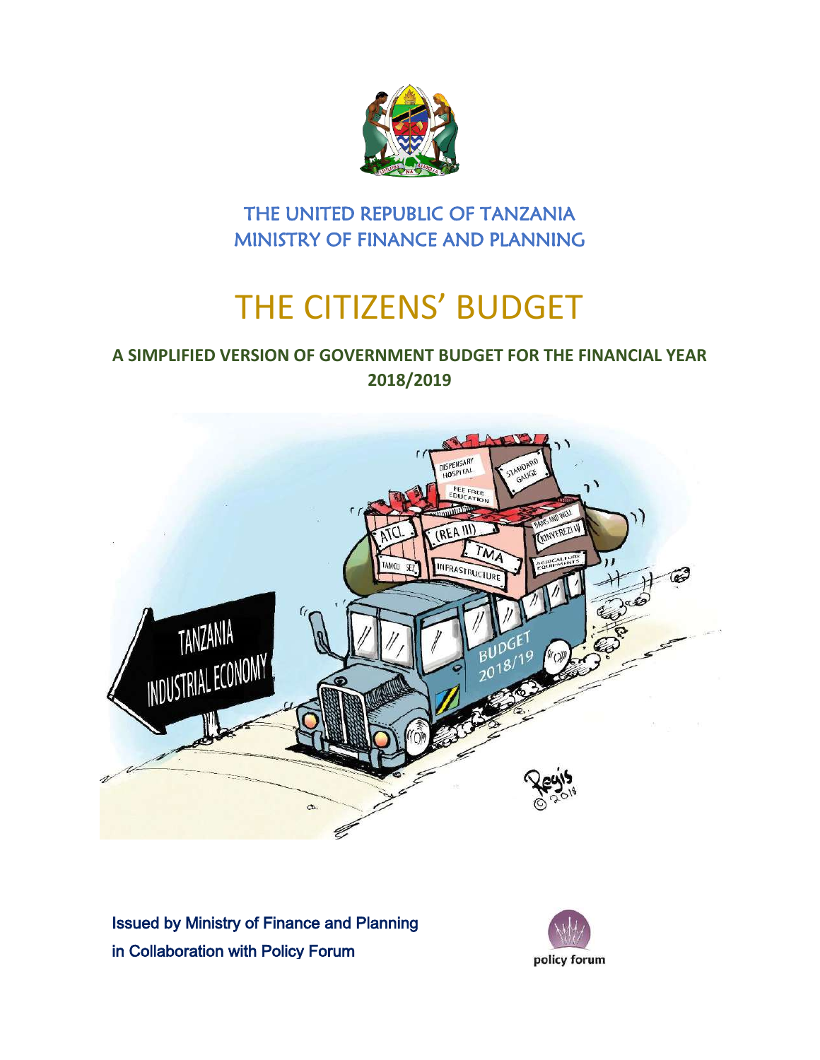THE UNITED REPUBLIC OF TANZANIA
MINISTRY OF FINANCE AND PLANNING

# THE CITIZENS' BUDGET

## A SIMPLIFIED VERSION OF GOVERNMENT BUDGET FOR THE FINANCIAL YEAR 2018/2019

Issued by Ministry of Finance and Planning
in Collaboration with Policy Forum

policy forum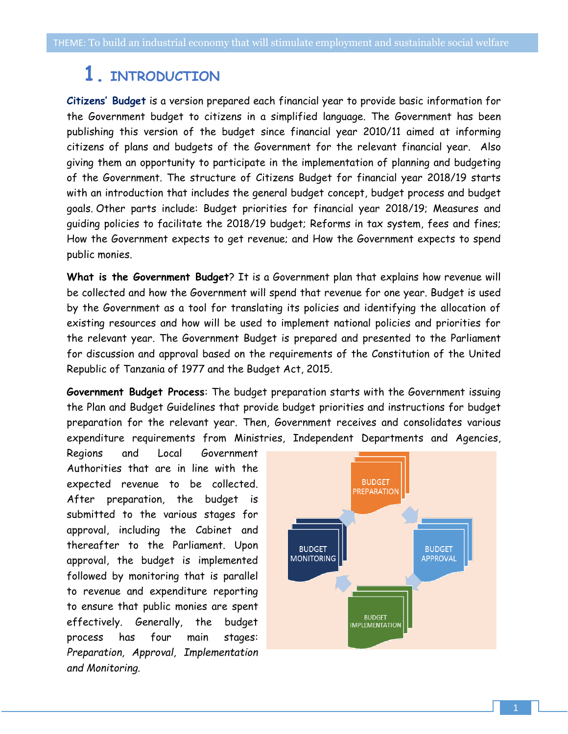# 1. INTRODUCTION

**Citizens' Budget** is a version prepared each financial year to provide basic information for the Government budget to citizens in a simplified language. The Government has been publishing this version of the budget since financial year 2010/11 aimed at informing citizens of plans and budgets of the Government for the relevant financial year. Also giving them an opportunity to participate in the implementation of planning and budgeting of the Government. The structure of Citizens Budget for financial year 2018/19 starts with an introduction that includes the general budget concept, budget process and budget goals. Other parts include: Budget priorities for financial year 2018/19; Measures and guiding policies to facilitate the 2018/19 budget; Reforms in tax system, fees and fines; How the Government expects to get revenue; and How the Government expects to spend public monies.

**What is the Government Budget**? It is a Government plan that explains how revenue will be collected and how the Government will spend that revenue for one year. Budget is used by the Government as a tool for translating its policies and identifying the allocation of existing resources and how will be used to implement national policies and priorities for the relevant year. The Government Budget is prepared and presented to the Parliament for discussion and approval based on the requirements of the Constitution of the United Republic of Tanzania of 1977 and the Budget Act, 2015.

**Government Budget Process**: The budget preparation starts with the Government issuing the Plan and Budget Guidelines that provide budget priorities and instructions for budget preparation for the relevant year. Then, Government receives and consolidates various expenditure requirements from Ministries, Independent Departments and Agencies, Regions and Local Government Authorities that are in line with the expected revenue to be collected. After preparation, the budget is submitted to the various stages for approval, including the Cabinet and thereafter to the Parliament. Upon approval, the budget is implemented followed by monitoring that is parallel to revenue and expenditure reporting to ensure that public monies are spent effectively. Generally, the budget process has four main stages: *Preparation, Approval, Implementation and Monitoring.*

BUDGET PREPARATION

BUDGET APPROVAL

BUDGET IMPLEMENTATION

BUDGET MONITORING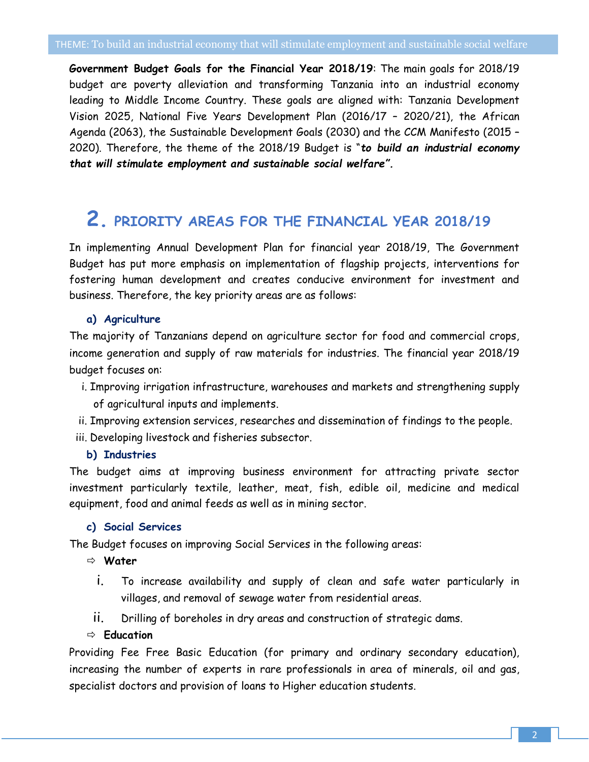**Government Budget Goals for the Financial Year 2018/19**: The main goals for 2018/19 budget are poverty alleviation and transforming Tanzania into an industrial economy leading to Middle Income Country. These goals are aligned with: Tanzania Development Vision 2025, National Five Years Development Plan (2016/17 – 2020/21), the African Agenda (2063), the Sustainable Development Goals (2030) and the CCM Manifesto (2015 – 2020). Therefore, the theme of the 2018/19 Budget is "***to build an industrial economy that will stimulate employment and sustainable social welfare".***

# 2. PRIORITY AREAS FOR THE FINANCIAL YEAR 2018/19

In implementing Annual Development Plan for financial year 2018/19, The Government Budget has put more emphasis on implementation of flagship projects, interventions for fostering human development and creates conducive environment for investment and business. Therefore, the key priority areas are as follows:

### a) Agriculture

The majority of Tanzanians depend on agriculture sector for food and commercial crops, income generation and supply of raw materials for industries. The financial year 2018/19 budget focuses on:

i. Improving irrigation infrastructure, warehouses and markets and strengthening supply of agricultural inputs and implements.

ii. Improving extension services, researches and dissemination of findings to the people.

iii. Developing livestock and fisheries subsector.

### b) Industries

The budget aims at improving business environment for attracting private sector investment particularly textile, leather, meat, fish, edible oil, medicine and medical equipment, food and animal feeds as well as in mining sector.

### c) Social Services

The Budget focuses on improving Social Services in the following areas:

⇨ **Water**

i. To increase availability and supply of clean and safe water particularly in villages, and removal of sewage water from residential areas.

ii. Drilling of boreholes in dry areas and construction of strategic dams.

⇨ **Education**

Providing Fee Free Basic Education (for primary and ordinary secondary education), increasing the number of experts in rare professionals in area of minerals, oil and gas, specialist doctors and provision of loans to Higher education students.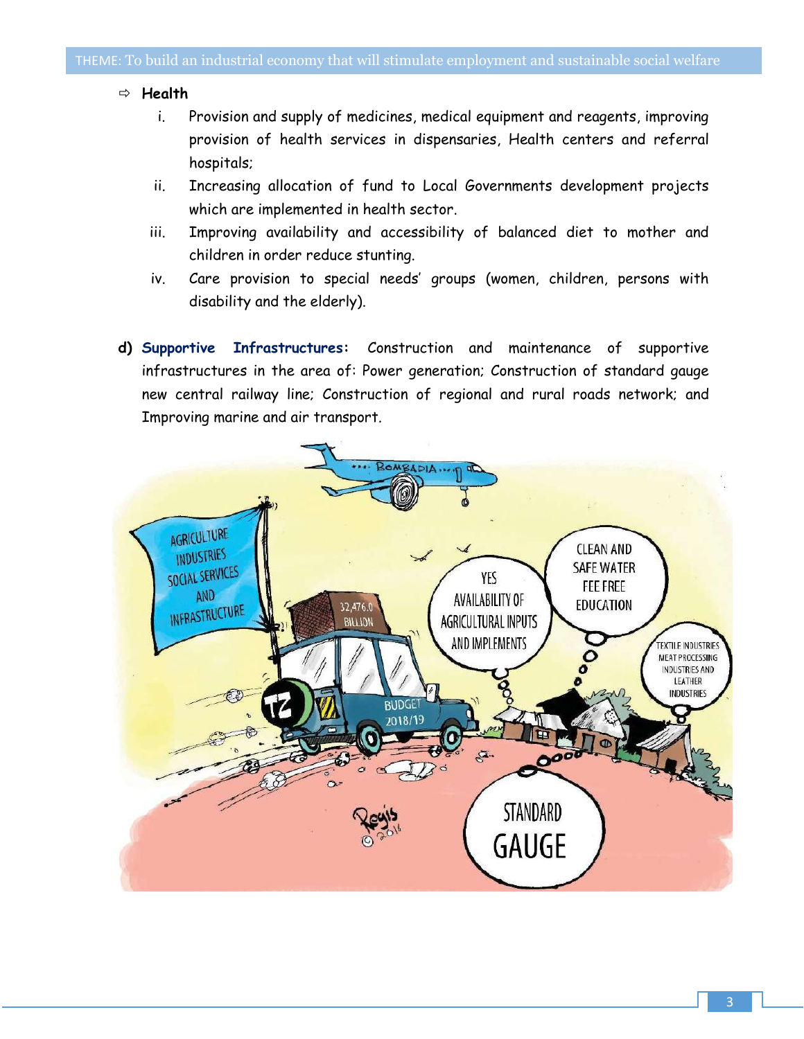⇨ **Health**

i. Provision and supply of medicines, medical equipment and reagents, improving provision of health services in dispensaries, Health centers and referral hospitals;

ii. Increasing allocation of fund to Local Governments development projects which are implemented in health sector.

iii. Improving availability and accessibility of balanced diet to mother and children in order reduce stunting.

iv. Care provision to special needs' groups (women, children, persons with disability and the elderly).

**d) Supportive Infrastructures:** Construction and maintenance of supportive infrastructures in the area of: Power generation; Construction of standard gauge new central railway line; Construction of regional and rural roads network; and Improving marine and air transport.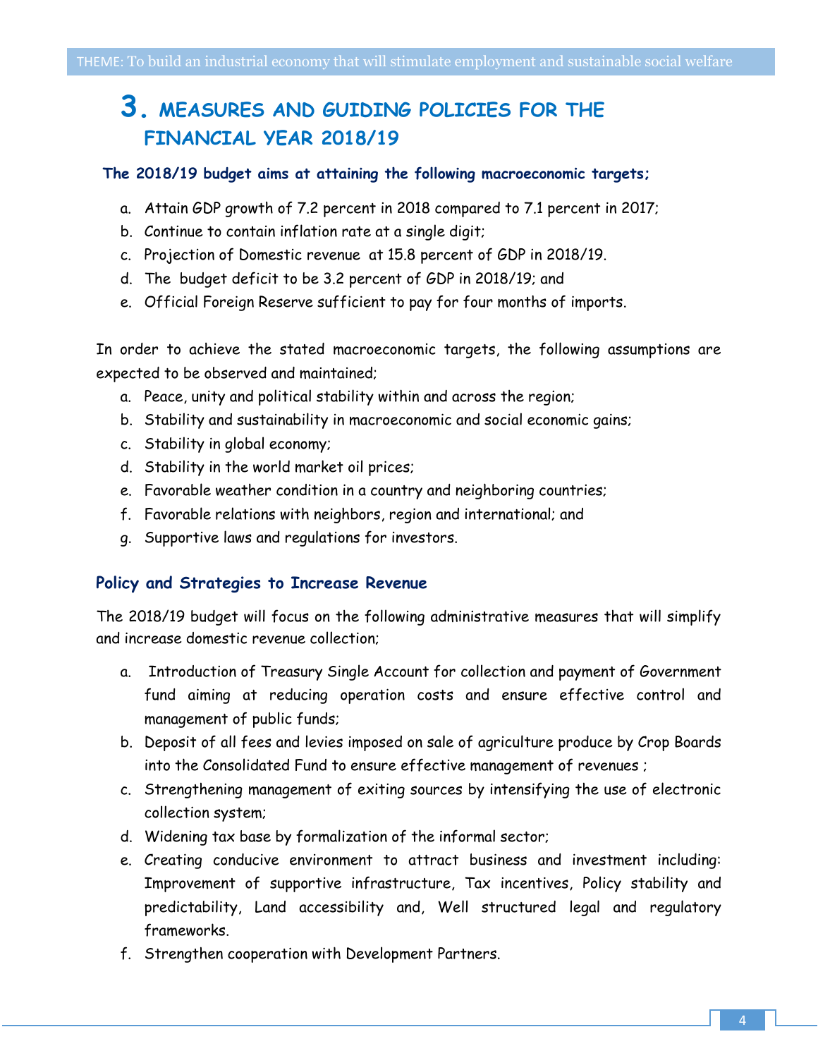# 3. MEASURES AND GUIDING POLICIES FOR THE FINANCIAL YEAR 2018/19

**The 2018/19 budget aims at attaining the following macroeconomic targets;**

a. Attain GDP growth of 7.2 percent in 2018 compared to 7.1 percent in 2017;
b. Continue to contain inflation rate at a single digit;
c. Projection of Domestic revenue at 15.8 percent of GDP in 2018/19.
d. The budget deficit to be 3.2 percent of GDP in 2018/19; and
e. Official Foreign Reserve sufficient to pay for four months of imports.

In order to achieve the stated macroeconomic targets, the following assumptions are expected to be observed and maintained;

a. Peace, unity and political stability within and across the region;
b. Stability and sustainability in macroeconomic and social economic gains;
c. Stability in global economy;
d. Stability in the world market oil prices;
e. Favorable weather condition in a country and neighboring countries;
f. Favorable relations with neighbors, region and international; and
g. Supportive laws and regulations for investors.

## Policy and Strategies to Increase Revenue

The 2018/19 budget will focus on the following administrative measures that will simplify and increase domestic revenue collection;

a. Introduction of Treasury Single Account for collection and payment of Government fund aiming at reducing operation costs and ensure effective control and management of public funds;
b. Deposit of all fees and levies imposed on sale of agriculture produce by Crop Boards into the Consolidated Fund to ensure effective management of revenues ;
c. Strengthening management of exiting sources by intensifying the use of electronic collection system;
d. Widening tax base by formalization of the informal sector;
e. Creating conducive environment to attract business and investment including: Improvement of supportive infrastructure, Tax incentives, Policy stability and predictability, Land accessibility and, Well structured legal and regulatory frameworks.
f. Strengthen cooperation with Development Partners.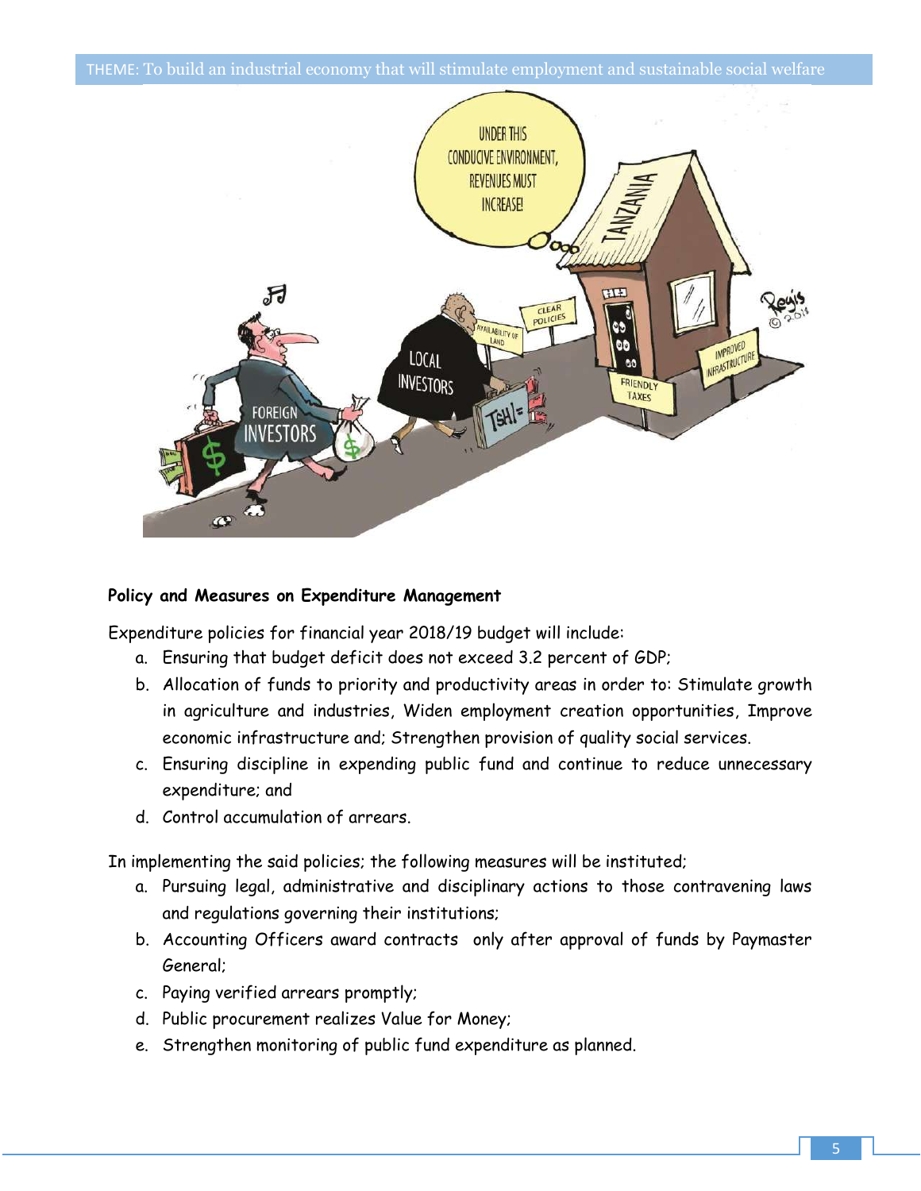**Policy and Measures on Expenditure Management**

Expenditure policies for financial year 2018/19 budget will include:

a. Ensuring that budget deficit does not exceed 3.2 percent of GDP;
b. Allocation of funds to priority and productivity areas in order to: Stimulate growth in agriculture and industries, Widen employment creation opportunities, Improve economic infrastructure and; Strengthen provision of quality social services.
c. Ensuring discipline in expending public fund and continue to reduce unnecessary expenditure; and
d. Control accumulation of arrears.

In implementing the said policies; the following measures will be instituted;

a. Pursuing legal, administrative and disciplinary actions to those contravening laws and regulations governing their institutions;
b. Accounting Officers award contracts only after approval of funds by Paymaster General;
c. Paying verified arrears promptly;
d. Public procurement realizes Value for Money;
e. Strengthen monitoring of public fund expenditure as planned.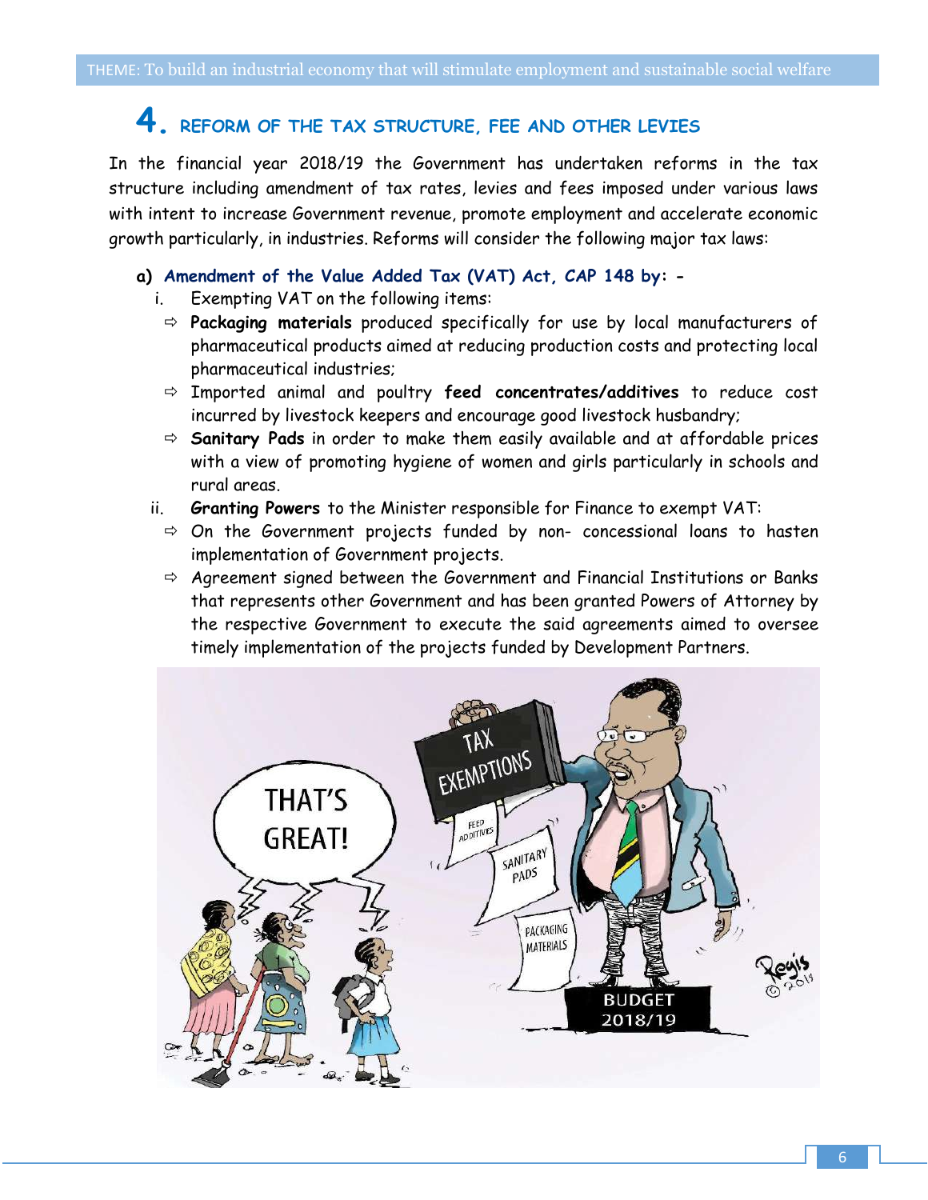# 4. REFORM OF THE TAX STRUCTURE, FEE AND OTHER LEVIES

In the financial year 2018/19 the Government has undertaken reforms in the tax structure including amendment of tax rates, levies and fees imposed under various laws with intent to increase Government revenue, promote employment and accelerate economic growth particularly, in industries. Reforms will consider the following major tax laws:

**a) Amendment of the Value Added Tax (VAT) Act, CAP 148 by: -**

i. Exempting VAT on the following items:

- **Packaging materials** produced specifically for use by local manufacturers of pharmaceutical products aimed at reducing production costs and protecting local pharmaceutical industries;
- Imported animal and poultry **feed concentrates/additives** to reduce cost incurred by livestock keepers and encourage good livestock husbandry;
- **Sanitary Pads** in order to make them easily available and at affordable prices with a view of promoting hygiene of women and girls particularly in schools and rural areas.

ii. **Granting Powers** to the Minister responsible for Finance to exempt VAT:

- On the Government projects funded by non- concessional loans to hasten implementation of Government projects.
- Agreement signed between the Government and Financial Institutions or Banks that represents other Government and has been granted Powers of Attorney by the respective Government to execute the said agreements aimed to oversee timely implementation of the projects funded by Development Partners.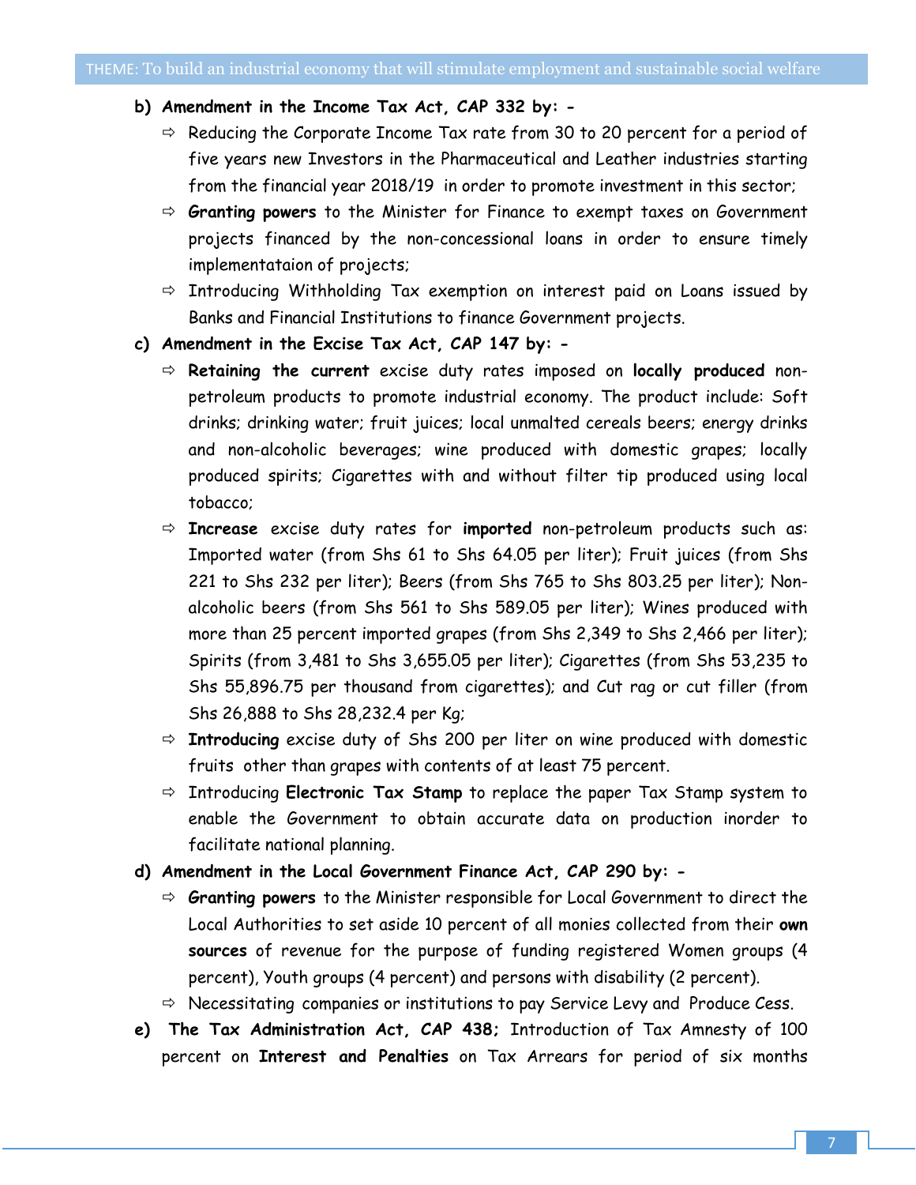b) **Amendment in the Income Tax Act, CAP 332 by: -**

- Reducing the Corporate Income Tax rate from 30 to 20 percent for a period of five years new Investors in the Pharmaceutical and Leather industries starting from the financial year 2018/19 in order to promote investment in this sector;
- **Granting powers** to the Minister for Finance to exempt taxes on Government projects financed by the non-concessional loans in order to ensure timely implementataion of projects;
- Introducing Withholding Tax exemption on interest paid on Loans issued by Banks and Financial Institutions to finance Government projects.

c) **Amendment in the Excise Tax Act, CAP 147 by: -**

- **Retaining the current** excise duty rates imposed on **locally produced** non-petroleum products to promote industrial economy. The product include: Soft drinks; drinking water; fruit juices; local unmalted cereals beers; energy drinks and non-alcoholic beverages; wine produced with domestic grapes; locally produced spirits; Cigarettes with and without filter tip produced using local tobacco;
- **Increase** excise duty rates for **imported** non-petroleum products such as: Imported water (from Shs 61 to Shs 64.05 per liter); Fruit juices (from Shs 221 to Shs 232 per liter); Beers (from Shs 765 to Shs 803.25 per liter); Non-alcoholic beers (from Shs 561 to Shs 589.05 per liter); Wines produced with more than 25 percent imported grapes (from Shs 2,349 to Shs 2,466 per liter); Spirits (from 3,481 to Shs 3,655.05 per liter); Cigarettes (from Shs 53,235 to Shs 55,896.75 per thousand from cigarettes); and Cut rag or cut filler (from Shs 26,888 to Shs 28,232.4 per Kg;
- **Introducing** excise duty of Shs 200 per liter on wine produced with domestic fruits other than grapes with contents of at least 75 percent.
- Introducing **Electronic Tax Stamp** to replace the paper Tax Stamp system to enable the Government to obtain accurate data on production inorder to facilitate national planning.

d) **Amendment in the Local Government Finance Act, CAP 290 by: -**

- **Granting powers** to the Minister responsible for Local Government to direct the Local Authorities to set aside 10 percent of all monies collected from their **own sources** of revenue for the purpose of funding registered Women groups (4 percent), Youth groups (4 percent) and persons with disability (2 percent).
- Necessitating companies or institutions to pay Service Levy and Produce Cess.

e) **The Tax Administration Act, CAP 438;** Introduction of Tax Amnesty of 100 percent on **Interest and Penalties** on Tax Arrears for period of six months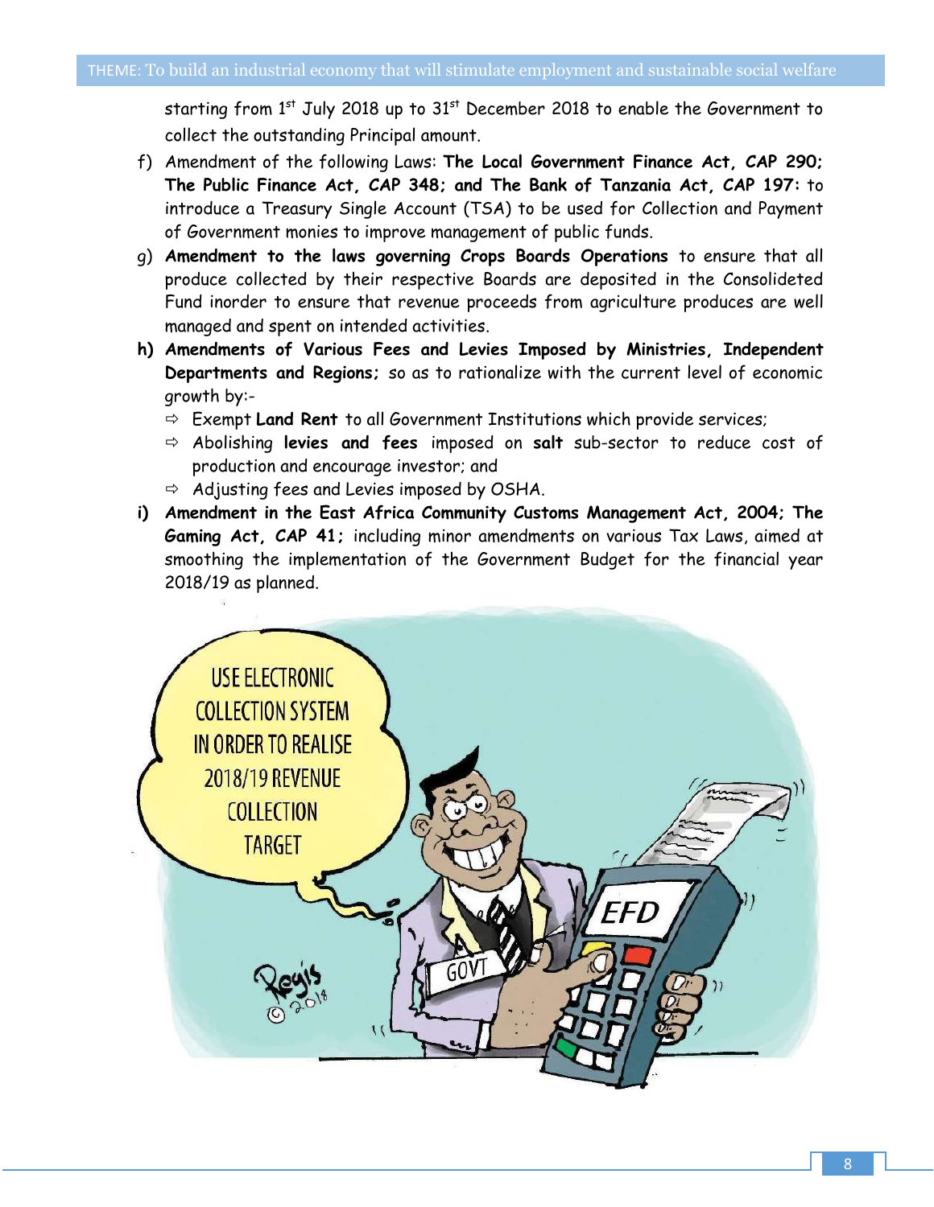starting from 1st July 2018 up to 31st December 2018 to enable the Government to collect the outstanding Principal amount.

f) Amendment of the following Laws: **The Local Government Finance Act, CAP 290; The Public Finance Act, CAP 348; and The Bank of Tanzania Act, CAP 197:** to introduce a Treasury Single Account (TSA) to be used for Collection and Payment of Government monies to improve management of public funds.

g) **Amendment to the laws governing Crops Boards Operations** to ensure that all produce collected by their respective Boards are deposited in the Consolideted Fund inorder to ensure that revenue proceeds from agriculture produces are well managed and spent on intended activities.

**h) Amendments of Various Fees and Levies Imposed by Ministries, Independent Departments and Regions;** so as to rationalize with the current level of economic growth by:-

- Exempt **Land Rent** to all Government Institutions which provide services;
- Abolishing **levies and fees** imposed on **salt** sub-sector to reduce cost of production and encourage investor; and
- Adjusting fees and Levies imposed by OSHA.

**i) Amendment in the East Africa Community Customs Management Act, 2004; The Gaming Act, CAP 41;** including minor amendments on various Tax Laws, aimed at smoothing the implementation of the Government Budget for the financial year 2018/19 as planned.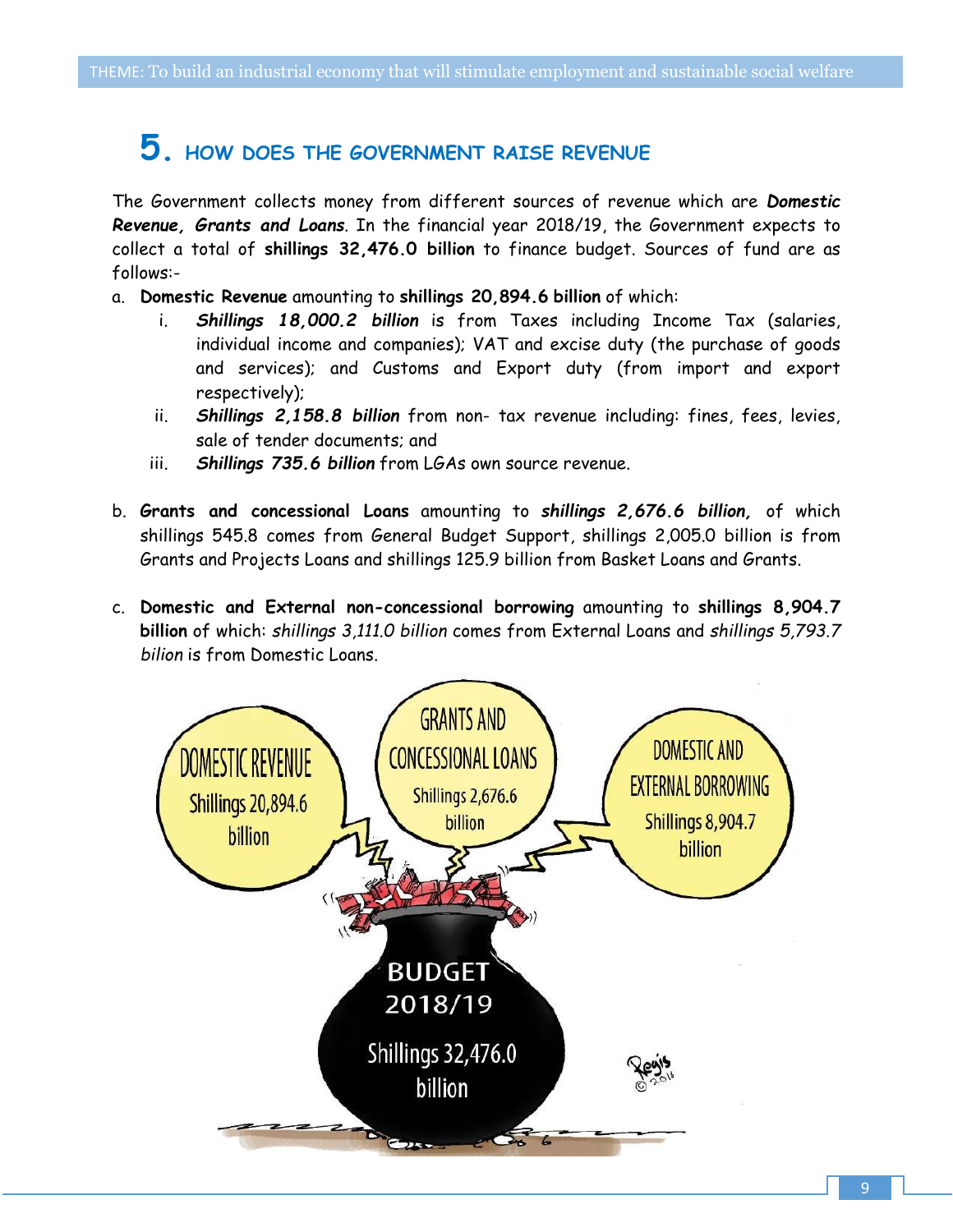# 5. HOW DOES THE GOVERNMENT RAISE REVENUE

The Government collects money from different sources of revenue which are ***Domestic Revenue, Grants and Loans***. In the financial year 2018/19, the Government expects to collect a total of **shillings 32,476.0 billion** to finance budget. Sources of fund are as follows:-

a. **Domestic Revenue** amounting to **shillings 20,894.6 billion** of which:

   i. ***Shillings 18,000.2 billion*** is from Taxes including Income Tax (salaries, individual income and companies); VAT and excise duty (the purchase of goods and services); and Customs and Export duty (from import and export respectively);

   ii. ***Shillings 2,158.8 billion*** from non- tax revenue including: fines, fees, levies, sale of tender documents; and

   iii. ***Shillings 735.6 billion*** from LGAs own source revenue.

b. **Grants and concessional Loans** amounting to ***shillings 2,676.6 billion,*** of which shillings 545.8 comes from General Budget Support, shillings 2,005.0 billion is from Grants and Projects Loans and shillings 125.9 billion from Basket Loans and Grants.

c. **Domestic and External non-concessional borrowing** amounting to **shillings 8,904.7 billion** of which: *shillings 3,111.0 billion* comes from External Loans and *shillings 5,793.7 bilion* is from Domestic Loans.

DOMESTIC REVENUE
Shillings 20,894.6 billion

GRANTS AND CONCESSIONAL LOANS
Shillings 2,676.6 billion

DOMESTIC AND EXTERNAL BORROWING
Shillings 8,904.7 billion

BUDGET 2018/19
Shillings 32,476.0 billion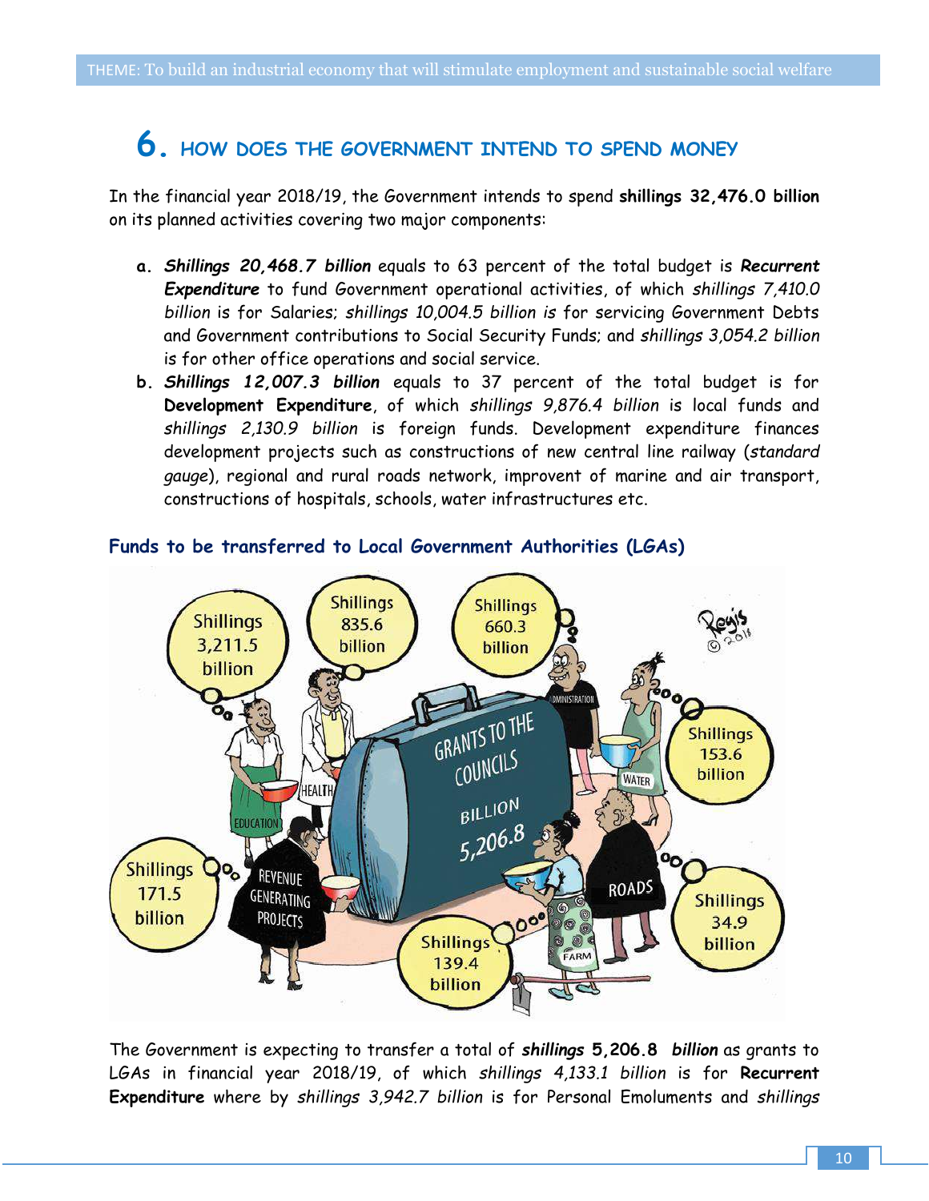# 6. HOW DOES THE GOVERNMENT INTEND TO SPEND MONEY

In the financial year 2018/19, the Government intends to spend **shillings 32,476.0 billion** on its planned activities covering two major components:

a. ***Shillings 20,468.7 billion*** equals to 63 percent of the total budget is ***Recurrent Expenditure*** to fund Government operational activities, of which *shillings 7,410.0 billion* is for Salaries; *shillings 10,004.5 billion is* for servicing Government Debts and Government contributions to Social Security Funds; and *shillings 3,054.2 billion* is for other office operations and social service.

b. ***Shillings 12,007.3 billion*** equals to 37 percent of the total budget is for **Development Expenditure**, of which *shillings 9,876.4 billion* is local funds and *shillings 2,130.9 billion* is foreign funds. Development expenditure finances development projects such as constructions of new central line railway (*standard gauge*), regional and rural roads network, improvent of marine and air transport, constructions of hospitals, schools, water infrastructures etc.

## Funds to be transferred to Local Government Authorities (LGAs)

GRANTS TO THE COUNCILS
BILLION
5,206.8

EDUCATION
Shillings 3,211.5 billion

HEALTH
Shillings 835.6 billion

ADMINISTRATION
Shillings 660.3 billion

WATER
Shillings 153.6 billion

ROADS
Shillings 34.9 billion

FARM
Shillings 139.4 billion

REVENUE GENERATING PROJECTS
Shillings 171.5 billion

Regis © 2018

The Government is expecting to transfer a total of ***shillings* 5,206.8 *billion*** as grants to LGAs in financial year 2018/19, of which *shillings 4,133.1 billion* is for **Recurrent Expenditure** where by *shillings 3,942.7 billion* is for Personal Emoluments and *shillings*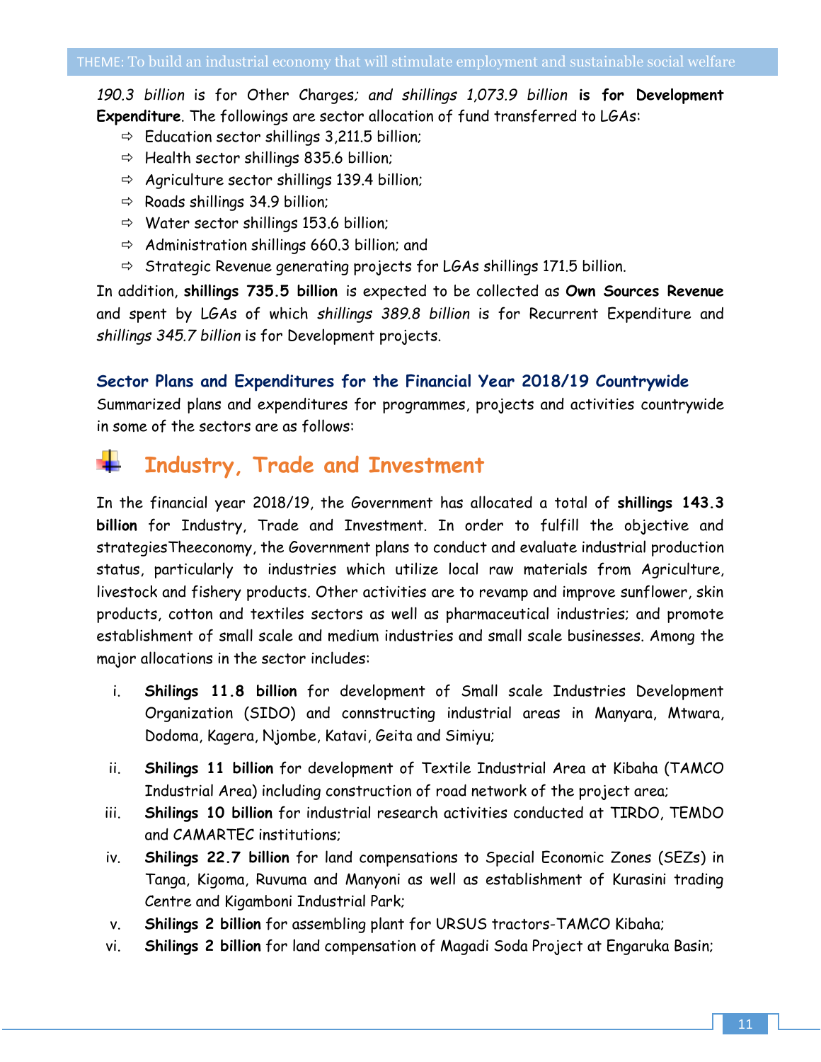*190.3 billion* is for Other Charges*; and shillings 1,073.9 billion* **is for Development Expenditure**. The followings are sector allocation of fund transferred to LGAs:

- Education sector shillings 3,211.5 billion;
- Health sector shillings 835.6 billion;
- Agriculture sector shillings 139.4 billion;
- Roads shillings 34.9 billion;
- Water sector shillings 153.6 billion;
- Administration shillings 660.3 billion; and
- Strategic Revenue generating projects for LGAs shillings 171.5 billion.

In addition, **shillings 735.5 billion** is expected to be collected as **Own Sources Revenue** and spent by LGAs of which *shillings 389.8 billion* is for Recurrent Expenditure and *shillings 345.7 billion* is for Development projects.

### Sector Plans and Expenditures for the Financial Year 2018/19 Countrywide

Summarized plans and expenditures for programmes, projects and activities countrywide in some of the sectors are as follows:

## Industry, Trade and Investment

In the financial year 2018/19, the Government has allocated a total of **shillings 143.3 billion** for Industry, Trade and Investment. In order to fulfill the objective and strategiesTheeconomy, the Government plans to conduct and evaluate industrial production status, particularly to industries which utilize local raw materials from Agriculture, livestock and fishery products. Other activities are to revamp and improve sunflower, skin products, cotton and textiles sectors as well as pharmaceutical industries; and promote establishment of small scale and medium industries and small scale businesses. Among the major allocations in the sector includes:

i. **Shilings 11.8 billion** for development of Small scale Industries Development Organization (SIDO) and connstructing industrial areas in Manyara, Mtwara, Dodoma, Kagera, Njombe, Katavi, Geita and Simiyu;

ii. **Shilings 11 billion** for development of Textile Industrial Area at Kibaha (TAMCO Industrial Area) including construction of road network of the project area;

iii. **Shilings 10 billion** for industrial research activities conducted at TIRDO, TEMDO and CAMARTEC institutions;

iv. **Shilings 22.7 billion** for land compensations to Special Economic Zones (SEZs) in Tanga, Kigoma, Ruvuma and Manyoni as well as establishment of Kurasini trading Centre and Kigamboni Industrial Park;

v. **Shilings 2 billion** for assembling plant for URSUS tractors-TAMCO Kibaha;

vi. **Shilings 2 billion** for land compensation of Magadi Soda Project at Engaruka Basin;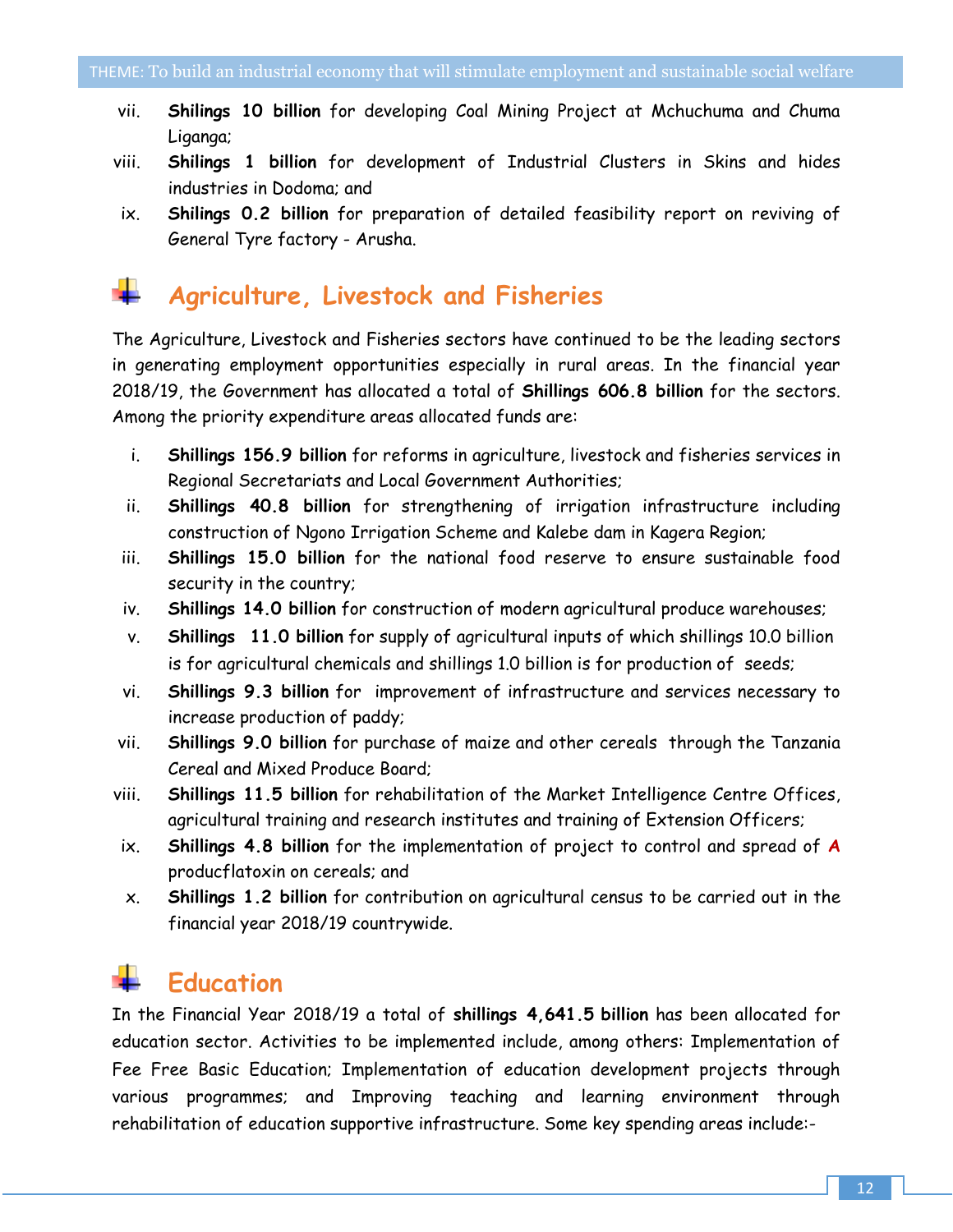vii. **Shilings 10 billion** for developing Coal Mining Project at Mchuchuma and Chuma Liganga;

viii. **Shilings 1 billion** for development of Industrial Clusters in Skins and hides industries in Dodoma; and

ix. **Shilings 0.2 billion** for preparation of detailed feasibility report on reviving of General Tyre factory - Arusha.

## Agriculture, Livestock and Fisheries

The Agriculture, Livestock and Fisheries sectors have continued to be the leading sectors in generating employment opportunities especially in rural areas. In the financial year 2018/19, the Government has allocated a total of **Shillings 606.8 billion** for the sectors. Among the priority expenditure areas allocated funds are:

i. **Shillings 156.9 billion** for reforms in agriculture, livestock and fisheries services in Regional Secretariats and Local Government Authorities;

ii. **Shillings 40.8 billion** for strengthening of irrigation infrastructure including construction of Ngono Irrigation Scheme and Kalebe dam in Kagera Region;

iii. **Shillings 15.0 billion** for the national food reserve to ensure sustainable food security in the country;

iv. **Shillings 14.0 billion** for construction of modern agricultural produce warehouses;

v. **Shillings 11.0 billion** for supply of agricultural inputs of which shillings 10.0 billion is for agricultural chemicals and shillings 1.0 billion is for production of seeds;

vi. **Shillings 9.3 billion** for improvement of infrastructure and services necessary to increase production of paddy;

vii. **Shillings 9.0 billion** for purchase of maize and other cereals through the Tanzania Cereal and Mixed Produce Board;

viii. **Shillings 11.5 billion** for rehabilitation of the Market Intelligence Centre Offices, agricultural training and research institutes and training of Extension Officers;

ix. **Shillings 4.8 billion** for the implementation of project to control and spread of **A** producflatoxin on cereals; and

x. **Shillings 1.2 billion** for contribution on agricultural census to be carried out in the financial year 2018/19 countrywide.

## Education

In the Financial Year 2018/19 a total of **shillings 4,641.5 billion** has been allocated for education sector. Activities to be implemented include, among others: Implementation of Fee Free Basic Education; Implementation of education development projects through various programmes; and Improving teaching and learning environment through rehabilitation of education supportive infrastructure. Some key spending areas include:-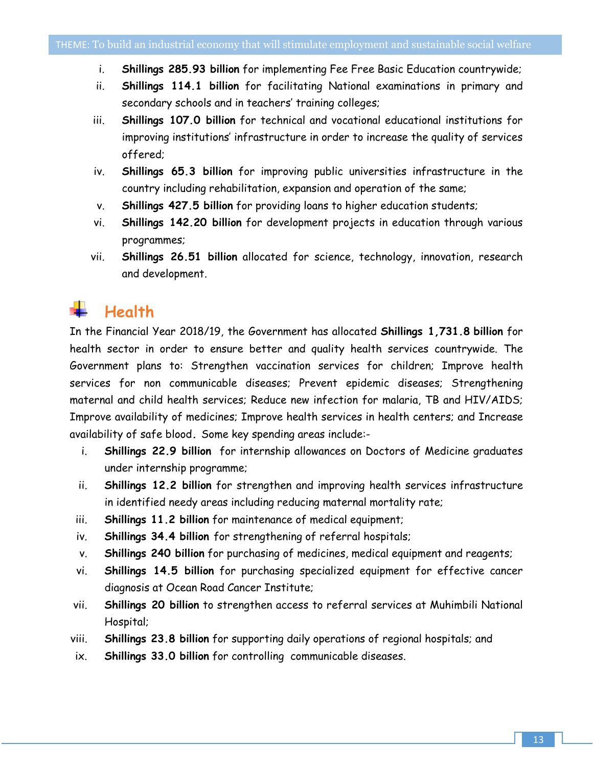i. **Shillings 285.93 billion** for implementing Fee Free Basic Education countrywide;
ii. **Shillings 114.1 billion** for facilitating National examinations in primary and secondary schools and in teachers' training colleges;
iii. **Shillings 107.0 billion** for technical and vocational educational institutions for improving institutions' infrastructure in order to increase the quality of services offered;
iv. **Shillings 65.3 billion** for improving public universities infrastructure in the country including rehabilitation, expansion and operation of the same;
v. **Shillings 427.5 billion** for providing loans to higher education students;
vi. **Shillings 142.20 billion** for development projects in education through various programmes;
vii. **Shillings 26.51 billion** allocated for science, technology, innovation, research and development.

## Health

In the Financial Year 2018/19, the Government has allocated **Shillings 1,731.8 billion** for health sector in order to ensure better and quality health services countrywide. The Government plans to: Strengthen vaccination services for children; Improve health services for non communicable diseases; Prevent epidemic diseases; Strengthening maternal and child health services; Reduce new infection for malaria, TB and HIV/AIDS; Improve availability of medicines; Improve health services in health centers; and Increase availability of safe blood. Some key spending areas include:-

i. **Shillings 22.9 billion** for internship allowances on Doctors of Medicine graduates under internship programme;
ii. **Shillings 12.2 billion** for strengthen and improving health services infrastructure in identified needy areas including reducing maternal mortality rate;
iii. **Shillings 11.2 billion** for maintenance of medical equipment;
iv. **Shillings 34.4 billion** for strengthening of referral hospitals;
v. **Shillings 240 billion** for purchasing of medicines, medical equipment and reagents;
vi. **Shillings 14.5 billion** for purchasing specialized equipment for effective cancer diagnosis at Ocean Road Cancer Institute;
vii. **Shillings 20 billion** to strengthen access to referral services at Muhimbili National Hospital;
viii. **Shillings 23.8 billion** for supporting daily operations of regional hospitals; and
ix. **Shillings 33.0 billion** for controlling communicable diseases.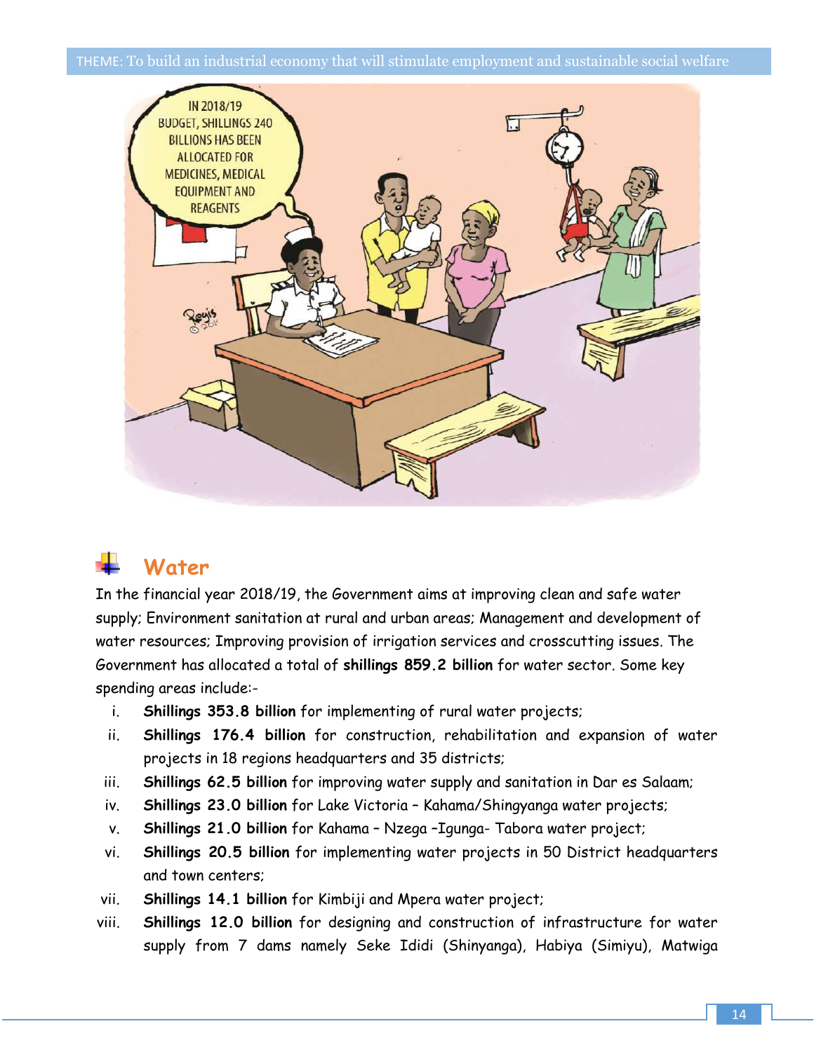## Water

In the financial year 2018/19, the Government aims at improving clean and safe water supply; Environment sanitation at rural and urban areas; Management and development of water resources; Improving provision of irrigation services and crosscutting issues. The Government has allocated a total of **shillings 859.2 billion** for water sector. Some key spending areas include:-

i. **Shillings 353.8 billion** for implementing of rural water projects;
ii. **Shillings 176.4 billion** for construction, rehabilitation and expansion of water projects in 18 regions headquarters and 35 districts;
iii. **Shillings 62.5 billion** for improving water supply and sanitation in Dar es Salaam;
iv. **Shillings 23.0 billion** for Lake Victoria – Kahama/Shingyanga water projects;
v. **Shillings 21.0 billion** for Kahama – Nzega –Igunga- Tabora water project;
vi. **Shillings 20.5 billion** for implementing water projects in 50 District headquarters and town centers;
vii. **Shillings 14.1 billion** for Kimbiji and Mpera water project;
viii. **Shillings 12.0 billion** for designing and construction of infrastructure for water supply from 7 dams namely Seke Ididi (Shinyanga), Habiya (Simiyu), Matwiga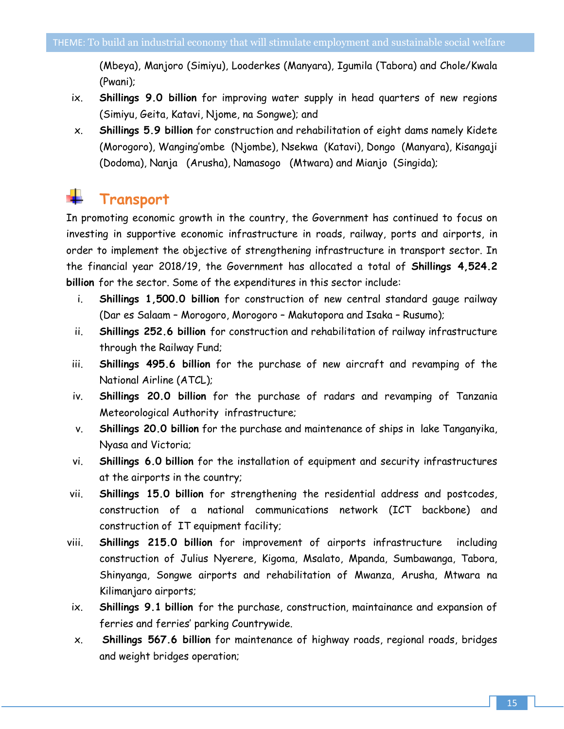(Mbeya), Manjoro (Simiyu), Looderkes (Manyara), Igumila (Tabora) and Chole/Kwala (Pwani);

ix. **Shillings 9.0 billion** for improving water supply in head quarters of new regions (Simiyu, Geita, Katavi, Njome, na Songwe); and

x. **Shillings 5.9 billion** for construction and rehabilitation of eight dams namely Kidete (Morogoro), Wanging'ombe (Njombe), Nsekwa (Katavi), Dongo (Manyara), Kisangaji (Dodoma), Nanja (Arusha), Namasogo (Mtwara) and Mianjo (Singida);

## Transport

In promoting economic growth in the country, the Government has continued to focus on investing in supportive economic infrastructure in roads, railway, ports and airports, in order to implement the objective of strengthening infrastructure in transport sector. In the financial year 2018/19, the Government has allocated a total of **Shillings 4,524.2 billion** for the sector. Some of the expenditures in this sector include:

i. **Shillings 1,500.0 billion** for construction of new central standard gauge railway (Dar es Salaam – Morogoro, Morogoro – Makutopora and Isaka – Rusumo);

ii. **Shillings 252.6 billion** for construction and rehabilitation of railway infrastructure through the Railway Fund;

iii. **Shillings 495.6 billion** for the purchase of new aircraft and revamping of the National Airline (ATCL);

iv. **Shillings 20.0 billion** for the purchase of radars and revamping of Tanzania Meteorological Authority infrastructure;

v. **Shillings 20.0 billion** for the purchase and maintenance of ships in lake Tanganyika, Nyasa and Victoria;

vi. **Shillings 6.0 billion** for the installation of equipment and security infrastructures at the airports in the country;

vii. **Shillings 15.0 billion** for strengthening the residential address and postcodes, construction of a national communications network (ICT backbone) and construction of IT equipment facility;

viii. **Shillings 215.0 billion** for improvement of airports infrastructure including construction of Julius Nyerere, Kigoma, Msalato, Mpanda, Sumbawanga, Tabora, Shinyanga, Songwe airports and rehabilitation of Mwanza, Arusha, Mtwara na Kilimanjaro airports;

ix. **Shillings 9.1 billion** for the purchase, construction, maintainance and expansion of ferries and ferries' parking Countrywide.

x. **Shillings 567.6 billion** for maintenance of highway roads, regional roads, bridges and weight bridges operation;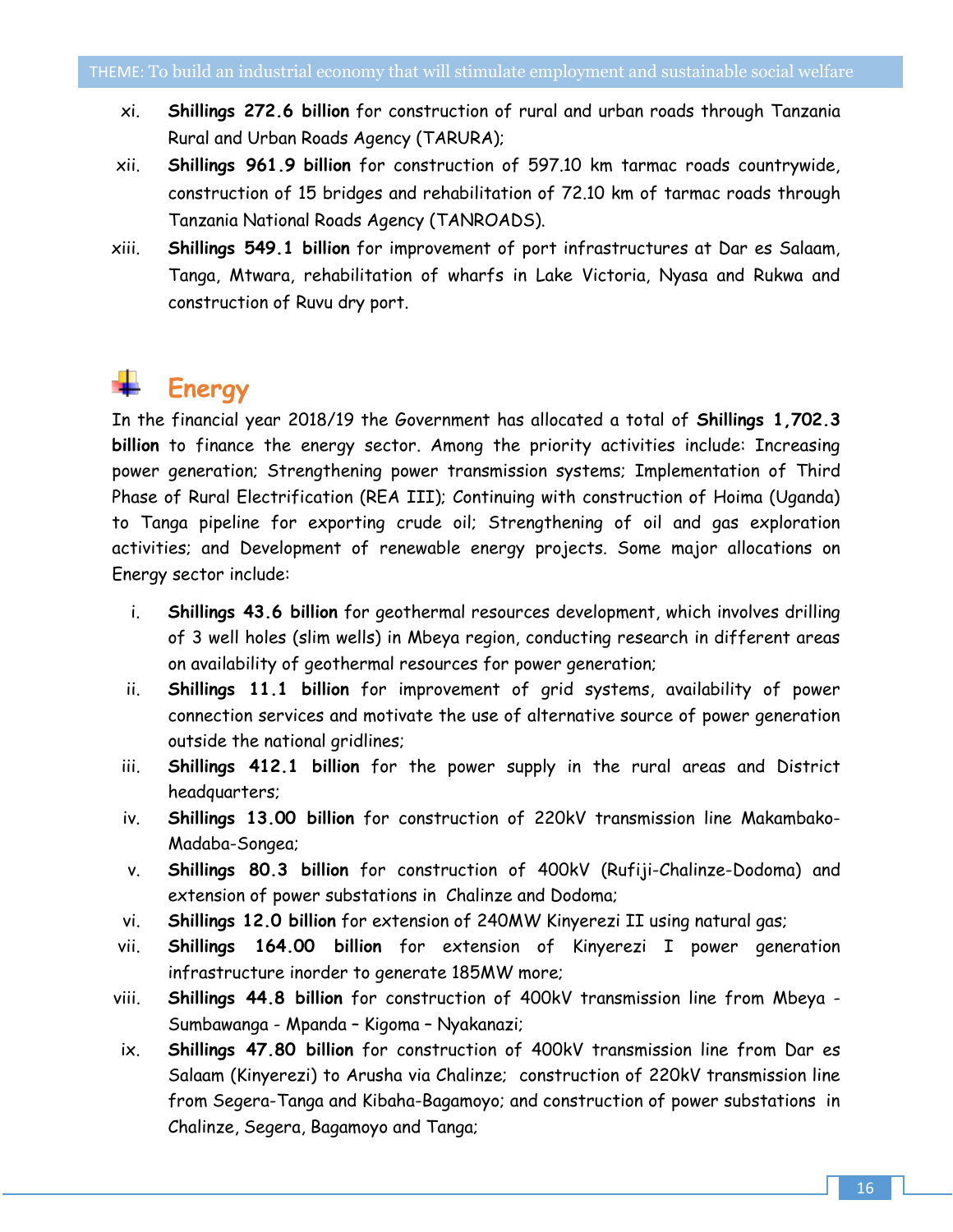xi. **Shillings 272.6 billion** for construction of rural and urban roads through Tanzania Rural and Urban Roads Agency (TARURA);

xii. **Shillings 961.9 billion** for construction of 597.10 km tarmac roads countrywide, construction of 15 bridges and rehabilitation of 72.10 km of tarmac roads through Tanzania National Roads Agency (TANROADS).

xiii. **Shillings 549.1 billion** for improvement of port infrastructures at Dar es Salaam, Tanga, Mtwara, rehabilitation of wharfs in Lake Victoria, Nyasa and Rukwa and construction of Ruvu dry port.

## Energy

In the financial year 2018/19 the Government has allocated a total of **Shillings 1,702.3 billion** to finance the energy sector. Among the priority activities include: Increasing power generation; Strengthening power transmission systems; Implementation of Third Phase of Rural Electrification (REA III); Continuing with construction of Hoima (Uganda) to Tanga pipeline for exporting crude oil; Strengthening of oil and gas exploration activities; and Development of renewable energy projects. Some major allocations on Energy sector include:

i. **Shillings 43.6 billion** for geothermal resources development, which involves drilling of 3 well holes (slim wells) in Mbeya region, conducting research in different areas on availability of geothermal resources for power generation;

ii. **Shillings 11.1 billion** for improvement of grid systems, availability of power connection services and motivate the use of alternative source of power generation outside the national gridlines;

iii. **Shillings 412.1 billion** for the power supply in the rural areas and District headquarters;

iv. **Shillings 13.00 billion** for construction of 220kV transmission line Makambako-Madaba-Songea;

v. **Shillings 80.3 billion** for construction of 400kV (Rufiji-Chalinze-Dodoma) and extension of power substations in Chalinze and Dodoma;

vi. **Shillings 12.0 billion** for extension of 240MW Kinyerezi II using natural gas;

vii. **Shillings 164.00 billion** for extension of Kinyerezi I power generation infrastructure inorder to generate 185MW more;

viii. **Shillings 44.8 billion** for construction of 400kV transmission line from Mbeya - Sumbawanga - Mpanda – Kigoma – Nyakanazi;

ix. **Shillings 47.80 billion** for construction of 400kV transmission line from Dar es Salaam (Kinyerezi) to Arusha via Chalinze; construction of 220kV transmission line from Segera-Tanga and Kibaha-Bagamoyo; and construction of power substations in Chalinze, Segera, Bagamoyo and Tanga;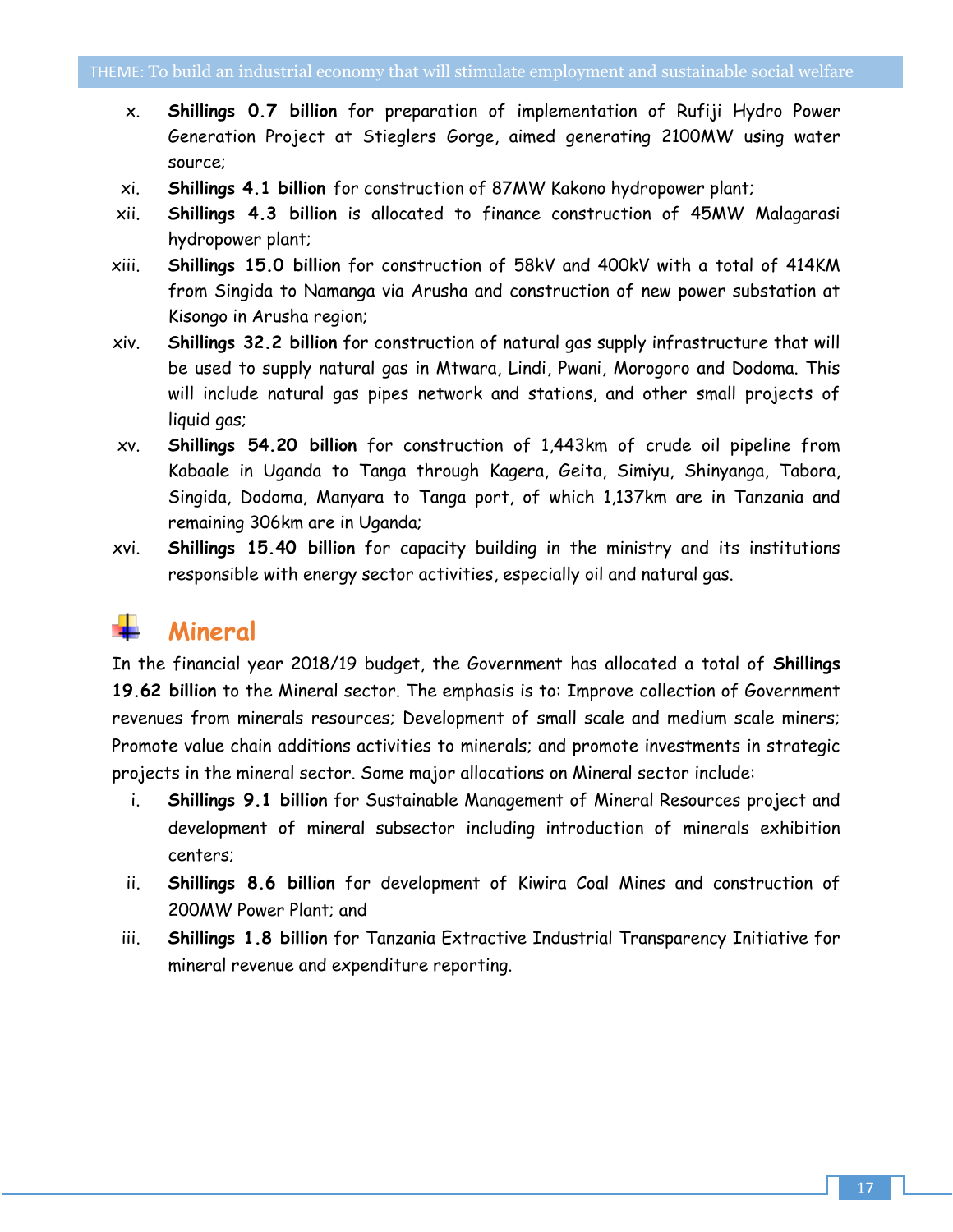x. **Shillings 0.7 billion** for preparation of implementation of Rufiji Hydro Power Generation Project at Stieglers Gorge, aimed generating 2100MW using water source;

xi. **Shillings 4.1 billion** for construction of 87MW Kakono hydropower plant;

xii. **Shillings 4.3 billion** is allocated to finance construction of 45MW Malagarasi hydropower plant;

xiii. **Shillings 15.0 billion** for construction of 58kV and 400kV with a total of 414KM from Singida to Namanga via Arusha and construction of new power substation at Kisongo in Arusha region;

xiv. **Shillings 32.2 billion** for construction of natural gas supply infrastructure that will be used to supply natural gas in Mtwara, Lindi, Pwani, Morogoro and Dodoma. This will include natural gas pipes network and stations, and other small projects of liquid gas;

xv. **Shillings 54.20 billion** for construction of 1,443km of crude oil pipeline from Kabaale in Uganda to Tanga through Kagera, Geita, Simiyu, Shinyanga, Tabora, Singida, Dodoma, Manyara to Tanga port, of which 1,137km are in Tanzania and remaining 306km are in Uganda;

xvi. **Shillings 15.40 billion** for capacity building in the ministry and its institutions responsible with energy sector activities, especially oil and natural gas.

## Mineral

In the financial year 2018/19 budget, the Government has allocated a total of **Shillings 19.62 billion** to the Mineral sector. The emphasis is to: Improve collection of Government revenues from minerals resources; Development of small scale and medium scale miners; Promote value chain additions activities to minerals; and promote investments in strategic projects in the mineral sector. Some major allocations on Mineral sector include:

i. **Shillings 9.1 billion** for Sustainable Management of Mineral Resources project and development of mineral subsector including introduction of minerals exhibition centers;

ii. **Shillings 8.6 billion** for development of Kiwira Coal Mines and construction of 200MW Power Plant; and

iii. **Shillings 1.8 billion** for Tanzania Extractive Industrial Transparency Initiative for mineral revenue and expenditure reporting.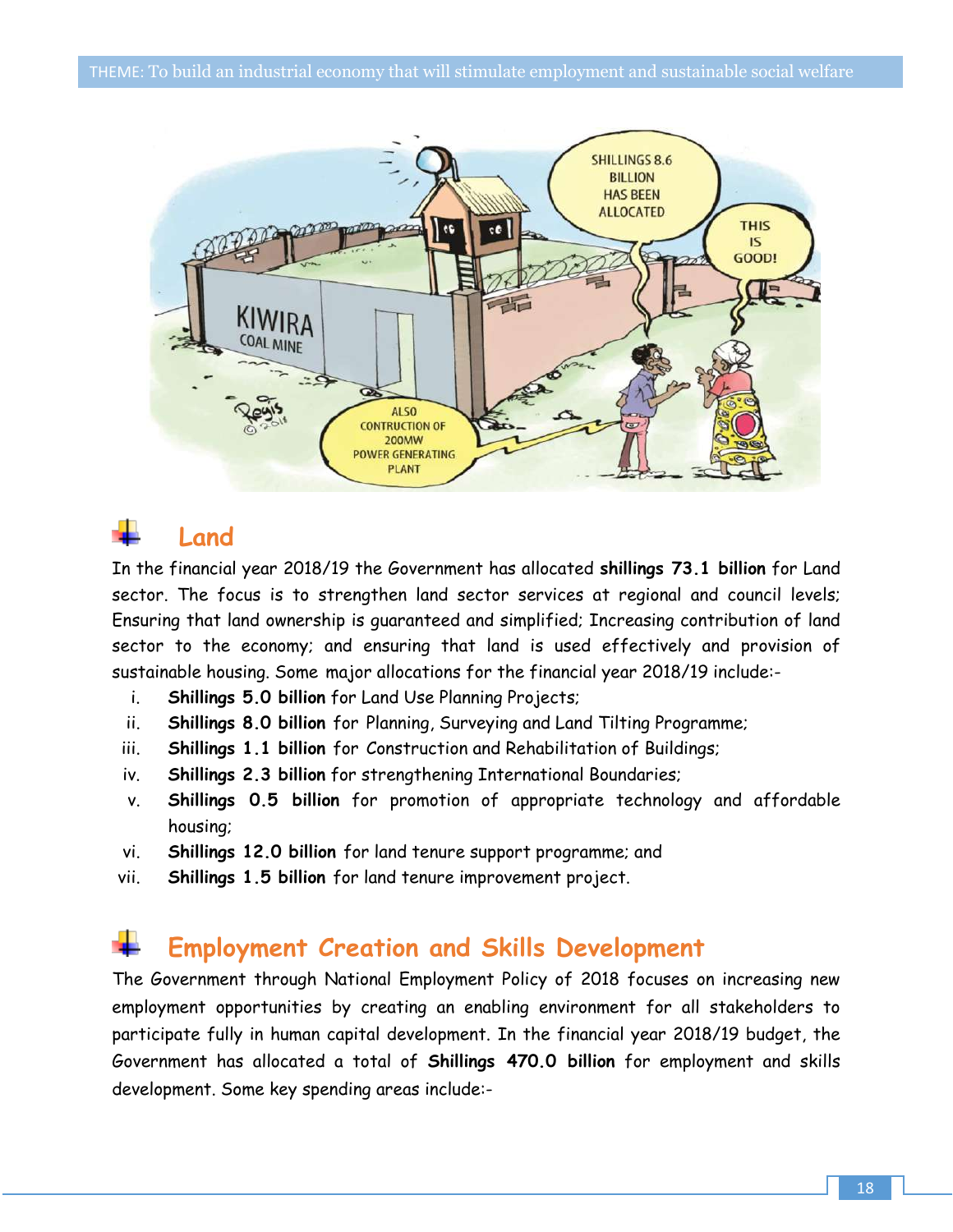## Land

In the financial year 2018/19 the Government has allocated **shillings 73.1 billion** for Land sector. The focus is to strengthen land sector services at regional and council levels; Ensuring that land ownership is guaranteed and simplified; Increasing contribution of land sector to the economy; and ensuring that land is used effectively and provision of sustainable housing. Some major allocations for the financial year 2018/19 include:-

i. **Shillings 5.0 billion** for Land Use Planning Projects;
ii. **Shillings 8.0 billion** for Planning, Surveying and Land Tilting Programme;
iii. **Shillings 1.1 billion** for Construction and Rehabilitation of Buildings;
iv. **Shillings 2.3 billion** for strengthening International Boundaries;
v. **Shillings 0.5 billion** for promotion of appropriate technology and affordable housing;
vi. **Shillings 12.0 billion** for land tenure support programme; and
vii. **Shillings 1.5 billion** for land tenure improvement project.

## Employment Creation and Skills Development

The Government through National Employment Policy of 2018 focuses on increasing new employment opportunities by creating an enabling environment for all stakeholders to participate fully in human capital development. In the financial year 2018/19 budget, the Government has allocated a total of **Shillings 470.0 billion** for employment and skills development. Some key spending areas include:-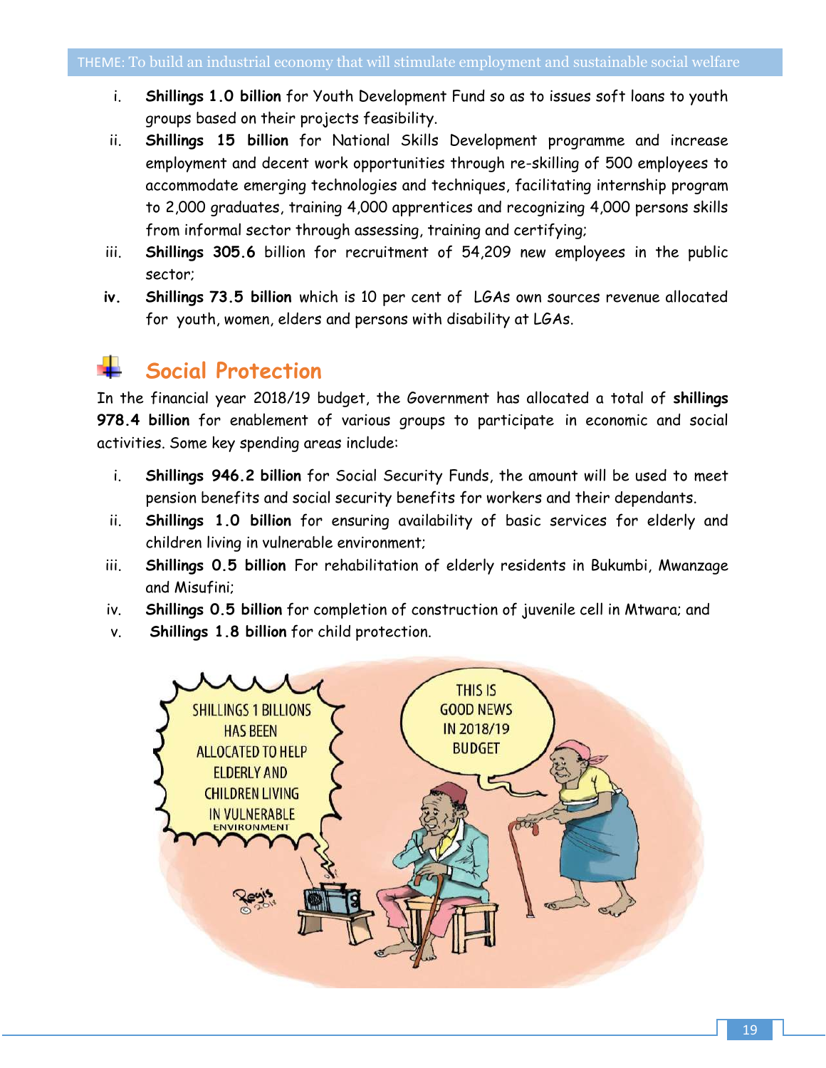i. **Shillings 1.0 billion** for Youth Development Fund so as to issues soft loans to youth groups based on their projects feasibility.
ii. **Shillings 15 billion** for National Skills Development programme and increase employment and decent work opportunities through re-skilling of 500 employees to accommodate emerging technologies and techniques, facilitating internship program to 2,000 graduates, training 4,000 apprentices and recognizing 4,000 persons skills from informal sector through assessing, training and certifying;
iii. **Shillings 305.6** billion for recruitment of 54,209 new employees in the public sector;
**iv.** **Shillings 73.5 billion** which is 10 per cent of LGAs own sources revenue allocated for youth, women, elders and persons with disability at LGAs.

## Social Protection

In the financial year 2018/19 budget, the Government has allocated a total of **shillings 978.4 billion** for enablement of various groups to participate in economic and social activities. Some key spending areas include:

i. **Shillings 946.2 billion** for Social Security Funds, the amount will be used to meet pension benefits and social security benefits for workers and their dependants.
ii. **Shillings 1.0 billion** for ensuring availability of basic services for elderly and children living in vulnerable environment;
iii. **Shillings 0.5 billion** For rehabilitation of elderly residents in Bukumbi, Mwanzage and Misufini;
iv. **Shillings 0.5 billion** for completion of construction of juvenile cell in Mtwara; and
v. **Shillings 1.8 billion** for child protection.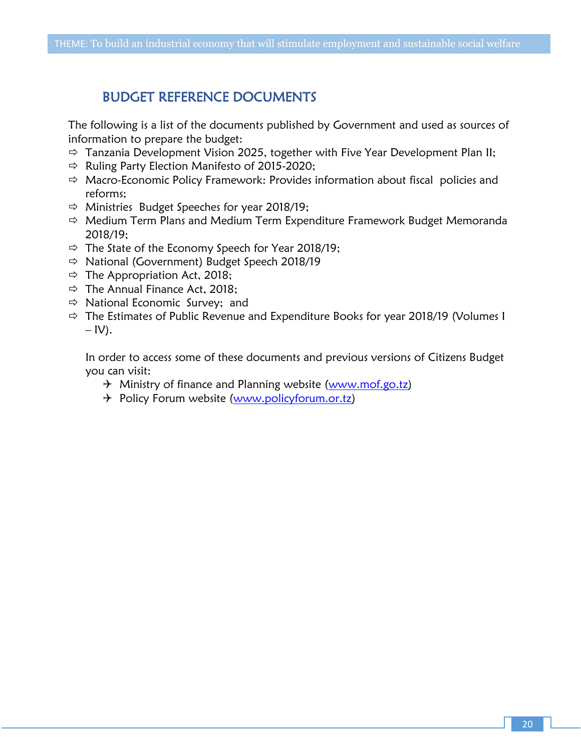## BUDGET REFERENCE DOCUMENTS

The following is a list of the documents published by Government and used as sources of information to prepare the budget:

- Tanzania Development Vision 2025, together with Five Year Development Plan II;
- Ruling Party Election Manifesto of 2015-2020;
- Macro-Economic Policy Framework: Provides information about fiscal policies and reforms;
- Ministries Budget Speeches for year 2018/19;
- Medium Term Plans and Medium Term Expenditure Framework Budget Memoranda 2018/19;
- The State of the Economy Speech for Year 2018/19;
- National (Government) Budget Speech 2018/19
- The Appropriation Act, 2018;
- The Annual Finance Act, 2018;
- National Economic Survey; and
- The Estimates of Public Revenue and Expenditure Books for year 2018/19 (Volumes I – IV).

In order to access some of these documents and previous versions of Citizens Budget you can visit:

- Ministry of finance and Planning website (www.mof.go.tz)
- Policy Forum website (www.policyforum.or.tz)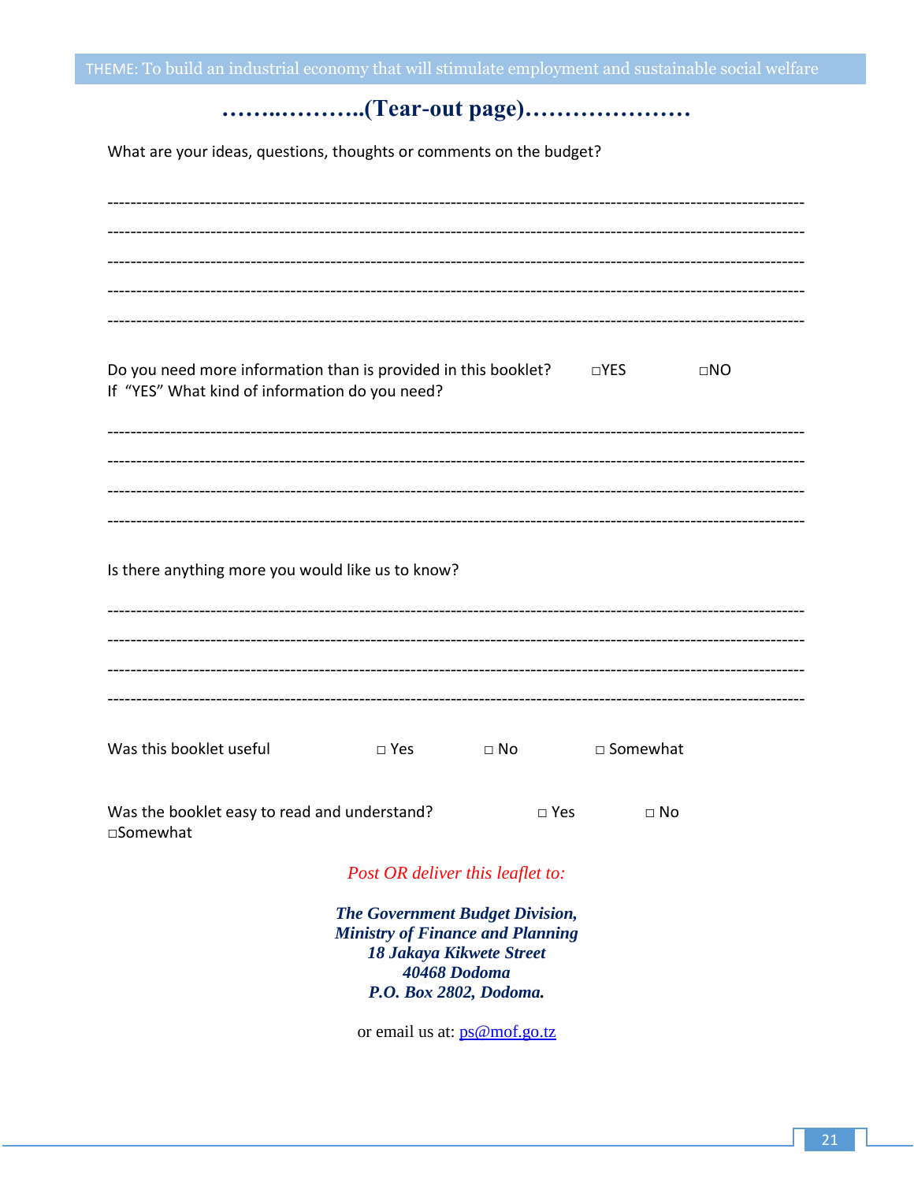## ……..………..(Tear-out page)…………………

What are your ideas, questions, thoughts or comments on the budget?

--------------------------------------------------------------------------------------------------------------------

--------------------------------------------------------------------------------------------------------------------

--------------------------------------------------------------------------------------------------------------------

--------------------------------------------------------------------------------------------------------------------

--------------------------------------------------------------------------------------------------------------------

Do you need more information than is provided in this booklet? □YES □NO

If "YES" What kind of information do you need?

--------------------------------------------------------------------------------------------------------------------

--------------------------------------------------------------------------------------------------------------------

--------------------------------------------------------------------------------------------------------------------

--------------------------------------------------------------------------------------------------------------------

Is there anything more you would like us to know?

--------------------------------------------------------------------------------------------------------------------

--------------------------------------------------------------------------------------------------------------------

--------------------------------------------------------------------------------------------------------------------

--------------------------------------------------------------------------------------------------------------------

Was this booklet useful □ Yes □ No □ Somewhat

Was the booklet easy to read and understand? □ Yes □ No □Somewhat

*Post OR deliver this leaflet to:*

***The Government Budget Division,***
***Ministry of Finance and Planning***
***18 Jakaya Kikwete Street***
***40468 Dodoma***
***P.O. Box 2802, Dodoma.***

or email us at: ps@mof.go.tz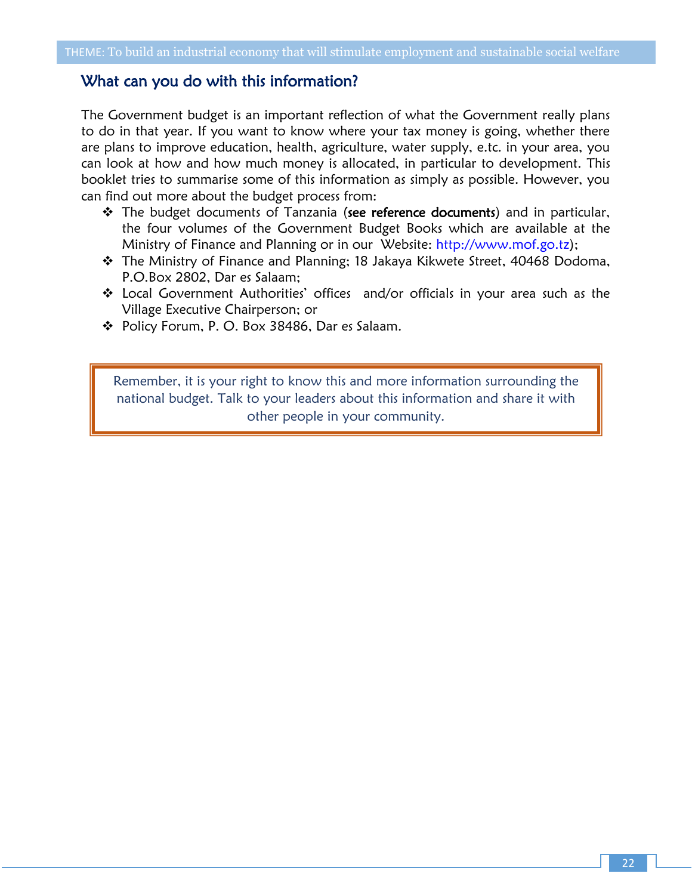## What can you do with this information?

The Government budget is an important reflection of what the Government really plans to do in that year. If you want to know where your tax money is going, whether there are plans to improve education, health, agriculture, water supply, e.tc. in your area, you can look at how and how much money is allocated, in particular to development. This booklet tries to summarise some of this information as simply as possible. However, you can find out more about the budget process from:

- The budget documents of Tanzania (**see reference documents**) and in particular, the four volumes of the Government Budget Books which are available at the Ministry of Finance and Planning or in our Website: http://www.mof.go.tz);
- The Ministry of Finance and Planning; 18 Jakaya Kikwete Street, 40468 Dodoma, P.O.Box 2802, Dar es Salaam;
- Local Government Authorities' offices and/or officials in your area such as the Village Executive Chairperson; or
- Policy Forum, P. O. Box 38486, Dar es Salaam.

> Remember, it is your right to know this and more information surrounding the national budget. Talk to your leaders about this information and share it with other people in your community.